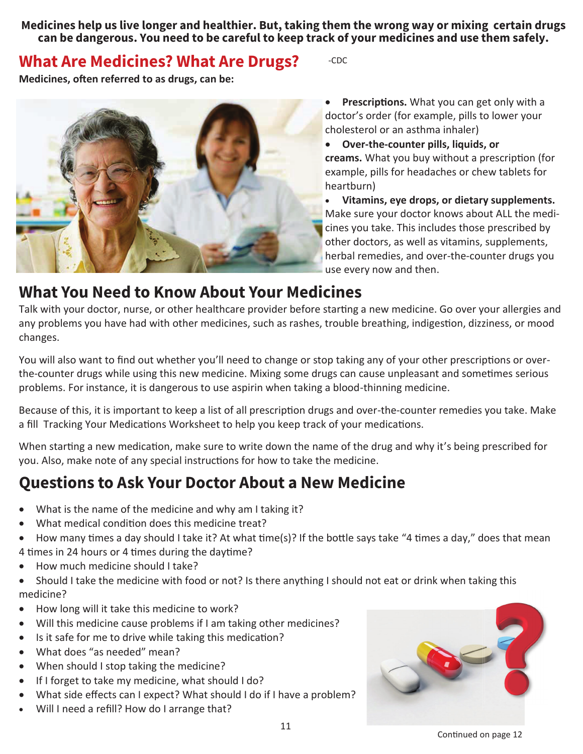**Medicines help us live longer and healthier. But, taking them the wrong way or mixing certain drugs can be dangerous. You need to be careful to keep track of your medicines and use them safely.**

## What Are Medicines? What Are Drugs?

-CDC

**Medicines, often referred to as drugs, can be:**

- **Prescriptions.** What you can get only with a doctor's order (for example, pills to lower your cholesterol or an asthma inhaler)
- **Over-the-counter pills, liquids, or creams.** What you buy without a prescription (for example, pills for headaches or chew tablets for heartburn)
- **Vitamins, eye drops, or dietary supplements.** Make sure your doctor knows about ALL the medicines you take. This includes those prescribed by other doctors, as well as vitamins, supplements, herbal remedies, and over-the-counter drugs you use every now and then.

## What You Need to Know About Your Medicines

Talk with your doctor, nurse, or other healthcare provider before starting a new medicine. Go over your allergies and any problems you have had with other medicines, such as rashes, trouble breathing, indigestion, dizziness, or mood changes.

You will also want to find out whether you'll need to change or stop taking any of your other prescriptions or over-the-counter drugs while using this new medicine. Mixing some drugs can cause unpleasant and sometimes serious problems. For instance, it is dangerous to use aspirin when taking a blood-thinning medicine.

Because of this, it is important to keep a list of all prescription drugs and over-the-counter remedies you take. Make a fill Tracking Your Medications Worksheet to help you keep track of your medications.

When starting a new medication, make sure to write down the name of the drug and why it's being prescribed for you. Also, make note of any special instructions for how to take the medicine.

## Questions to Ask Your Doctor About a New Medicine

- What is the name of the medicine and why am I taking it?
- What medical condition does this medicine treat?
- How many times a day should I take it? At what time(s)? If the bottle says take "4 times a day," does that mean 4 times in 24 hours or 4 times during the daytime?
- How much medicine should I take?
- Should I take the medicine with food or not? Is there anything I should not eat or drink when taking this medicine?
- How long will it take this medicine to work?
- Will this medicine cause problems if I am taking other medicines?
- Is it safe for me to drive while taking this medication?
- What does "as needed" mean?
- When should I stop taking the medicine?
- If I forget to take my medicine, what should I do?
- What side effects can I expect? What should I do if I have a problem?
- Will I need a refill? How do I arrange that?

Continued on page 12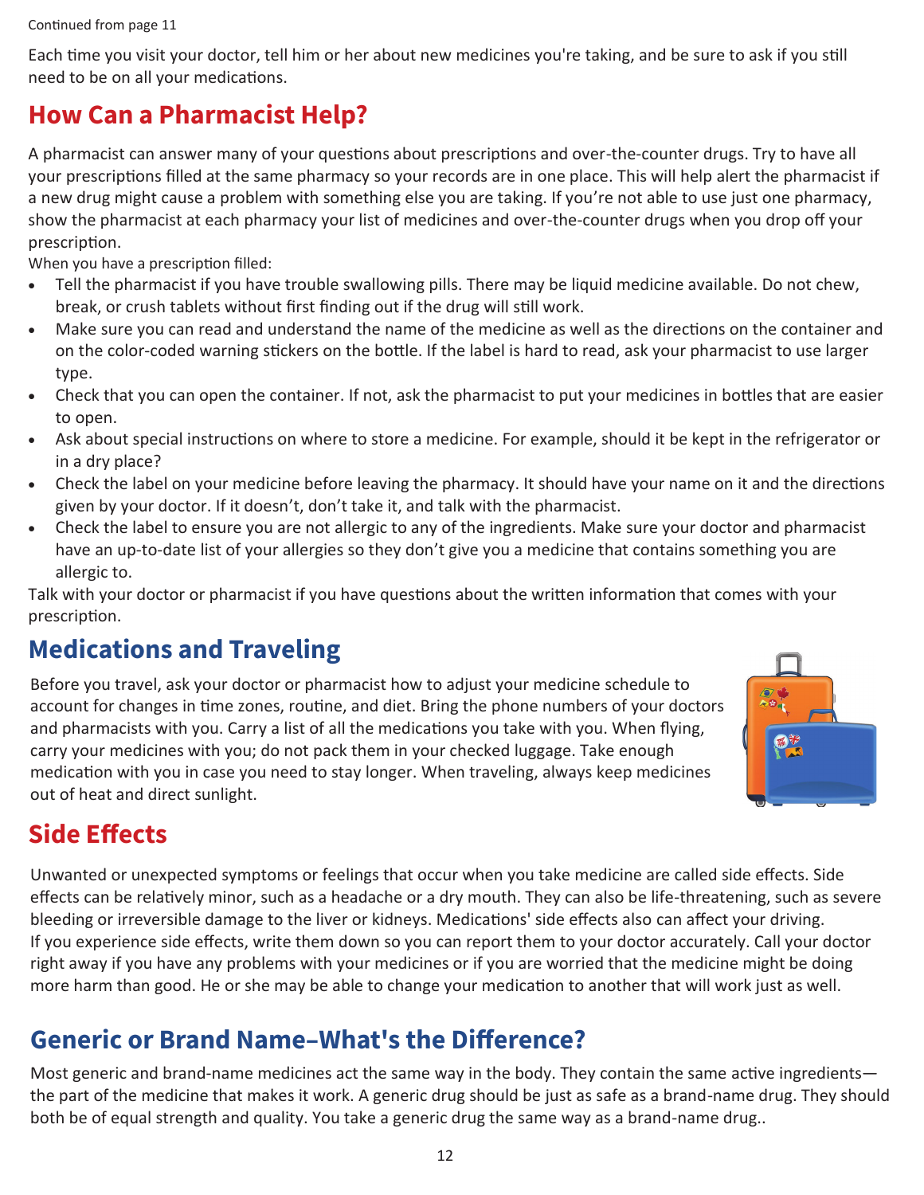Continued from page 11

Each time you visit your doctor, tell him or her about new medicines you're taking, and be sure to ask if you still need to be on all your medications.

## How Can a Pharmacist Help?

A pharmacist can answer many of your questions about prescriptions and over-the-counter drugs. Try to have all your prescriptions filled at the same pharmacy so your records are in one place. This will help alert the pharmacist if a new drug might cause a problem with something else you are taking. If you're not able to use just one pharmacy, show the pharmacist at each pharmacy your list of medicines and over-the-counter drugs when you drop off your prescription.

When you have a prescription filled:

- Tell the pharmacist if you have trouble swallowing pills. There may be liquid medicine available. Do not chew, break, or crush tablets without first finding out if the drug will still work.
- Make sure you can read and understand the name of the medicine as well as the directions on the container and on the color-coded warning stickers on the bottle. If the label is hard to read, ask your pharmacist to use larger type.
- Check that you can open the container. If not, ask the pharmacist to put your medicines in bottles that are easier to open.
- Ask about special instructions on where to store a medicine. For example, should it be kept in the refrigerator or in a dry place?
- Check the label on your medicine before leaving the pharmacy. It should have your name on it and the directions given by your doctor. If it doesn't, don't take it, and talk with the pharmacist.
- Check the label to ensure you are not allergic to any of the ingredients. Make sure your doctor and pharmacist have an up-to-date list of your allergies so they don't give you a medicine that contains something you are allergic to.

Talk with your doctor or pharmacist if you have questions about the written information that comes with your prescription.

## Medications and Traveling

Before you travel, ask your doctor or pharmacist how to adjust your medicine schedule to account for changes in time zones, routine, and diet. Bring the phone numbers of your doctors and pharmacists with you. Carry a list of all the medications you take with you. When flying, carry your medicines with you; do not pack them in your checked luggage. Take enough medication with you in case you need to stay longer. When traveling, always keep medicines out of heat and direct sunlight.

## Side Effects

Unwanted or unexpected symptoms or feelings that occur when you take medicine are called side effects. Side effects can be relatively minor, such as a headache or a dry mouth. They can also be life-threatening, such as severe bleeding or irreversible damage to the liver or kidneys. Medications' side effects also can affect your driving.
If you experience side effects, write them down so you can report them to your doctor accurately. Call your doctor right away if you have any problems with your medicines or if you are worried that the medicine might be doing more harm than good. He or she may be able to change your medication to another that will work just as well.

## Generic or Brand Name–What's the Difference?

Most generic and brand-name medicines act the same way in the body. They contain the same active ingredients—the part of the medicine that makes it work. A generic drug should be just as safe as a brand-name drug. They should both be of equal strength and quality. You take a generic drug the same way as a brand-name drug..